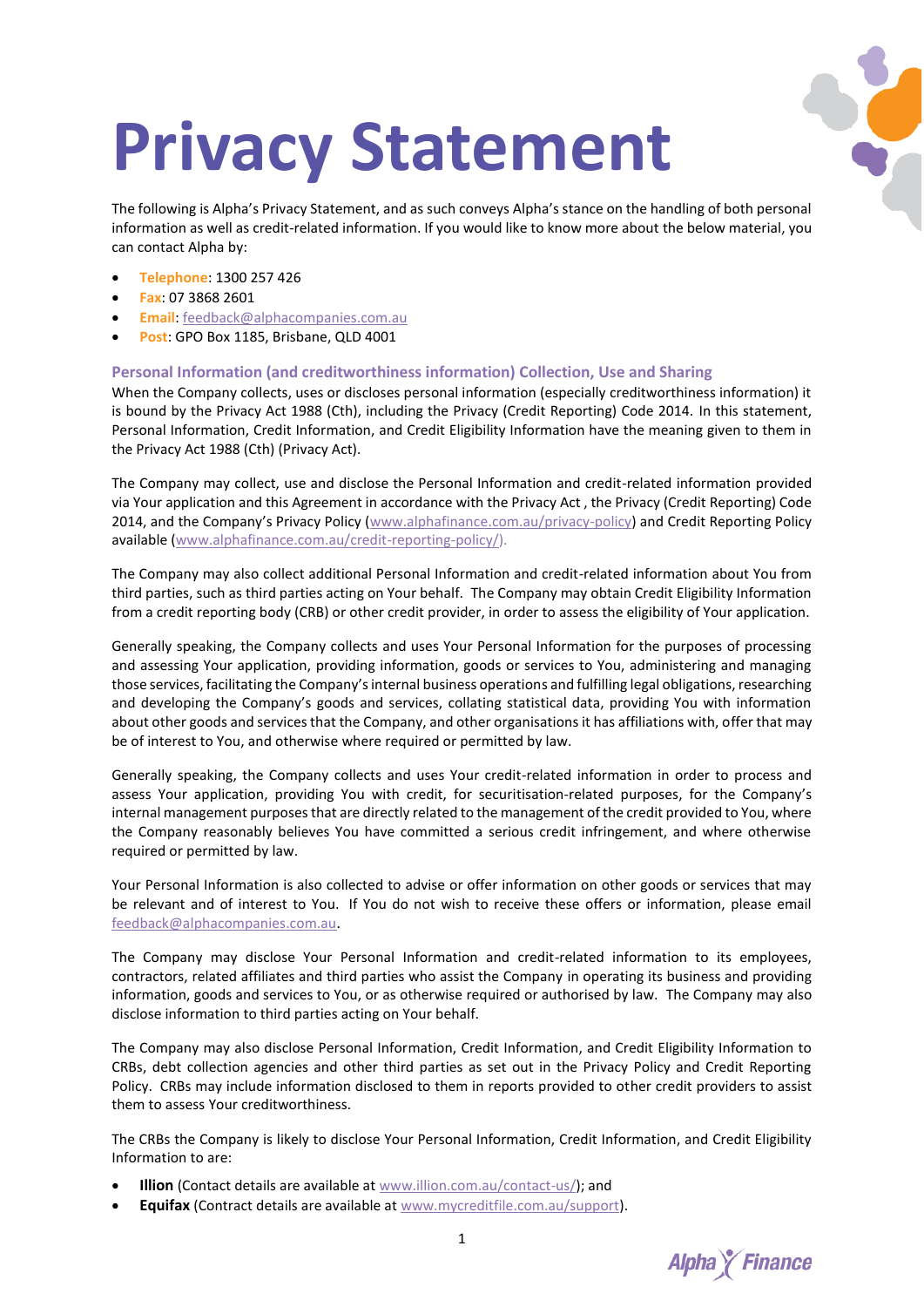# Privacy Statement

The following is Alpha's Privacy Statement, and as such conveys Alpha's stance on the handling of both personal information as well as credit-related information. If you would like to know more about the below material, you can contact Alpha by:

- **Telephone**: 1300 257 426
- **Fax**: 07 3868 2601
- **Email**: feedback@alphacompanies.com.au
- **Post**: GPO Box 1185, Brisbane, QLD 4001

## Personal Information (and creditworthiness information) Collection, Use and Sharing

When the Company collects, uses or discloses personal information (especially creditworthiness information) it is bound by the Privacy Act 1988 (Cth), including the Privacy (Credit Reporting) Code 2014. In this statement, Personal Information, Credit Information, and Credit Eligibility Information have the meaning given to them in the Privacy Act 1988 (Cth) (Privacy Act).

The Company may collect, use and disclose the Personal Information and credit-related information provided via Your application and this Agreement in accordance with the Privacy Act , the Privacy (Credit Reporting) Code 2014, and the Company's Privacy Policy (www.alphafinance.com.au/privacy-policy) and Credit Reporting Policy available (www.alphafinance.com.au/credit-reporting-policy/).

The Company may also collect additional Personal Information and credit-related information about You from third parties, such as third parties acting on Your behalf. The Company may obtain Credit Eligibility Information from a credit reporting body (CRB) or other credit provider, in order to assess the eligibility of Your application.

Generally speaking, the Company collects and uses Your Personal Information for the purposes of processing and assessing Your application, providing information, goods or services to You, administering and managing those services, facilitating the Company's internal business operations and fulfilling legal obligations, researching and developing the Company's goods and services, collating statistical data, providing You with information about other goods and services that the Company, and other organisations it has affiliations with, offer that may be of interest to You, and otherwise where required or permitted by law.

Generally speaking, the Company collects and uses Your credit-related information in order to process and assess Your application, providing You with credit, for securitisation-related purposes, for the Company's internal management purposes that are directly related to the management of the credit provided to You, where the Company reasonably believes You have committed a serious credit infringement, and where otherwise required or permitted by law.

Your Personal Information is also collected to advise or offer information on other goods or services that may be relevant and of interest to You. If You do not wish to receive these offers or information, please email feedback@alphacompanies.com.au.

The Company may disclose Your Personal Information and credit-related information to its employees, contractors, related affiliates and third parties who assist the Company in operating its business and providing information, goods and services to You, or as otherwise required or authorised by law. The Company may also disclose information to third parties acting on Your behalf.

The Company may also disclose Personal Information, Credit Information, and Credit Eligibility Information to CRBs, debt collection agencies and other third parties as set out in the Privacy Policy and Credit Reporting Policy. CRBs may include information disclosed to them in reports provided to other credit providers to assist them to assess Your creditworthiness.

The CRBs the Company is likely to disclose Your Personal Information, Credit Information, and Credit Eligibility Information to are:

- **Illion** (Contact details are available at www.illion.com.au/contact-us/); and
- **Equifax** (Contract details are available at www.mycreditfile.com.au/support).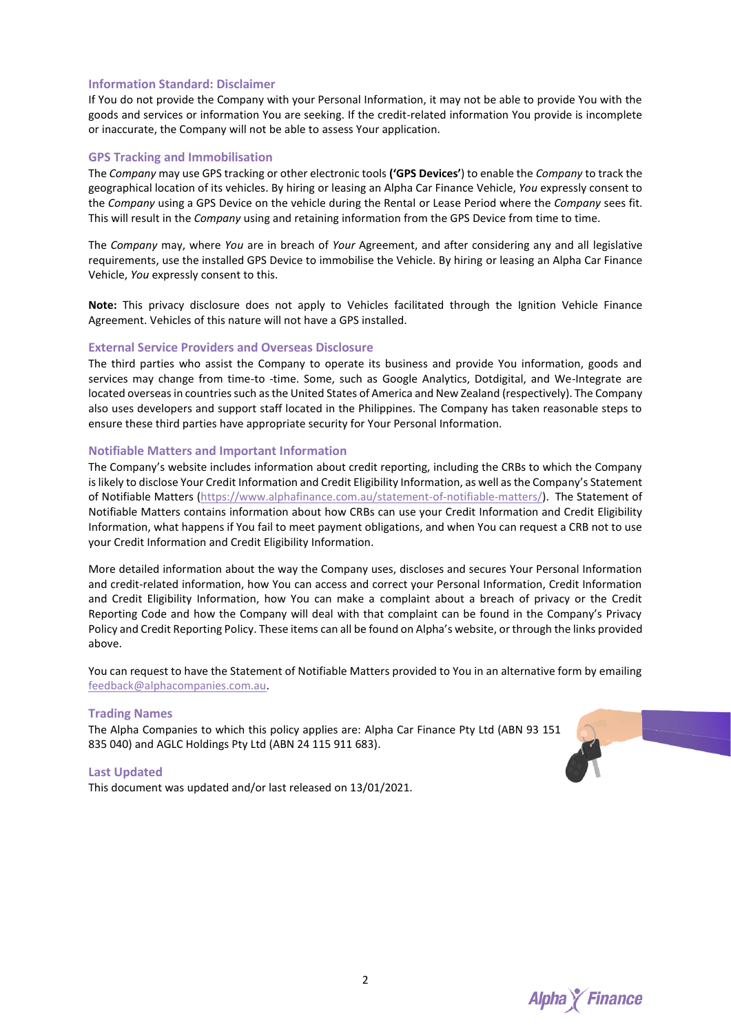## Information Standard: Disclaimer

If You do not provide the Company with your Personal Information, it may not be able to provide You with the goods and services or information You are seeking. If the credit-related information You provide is incomplete or inaccurate, the Company will not be able to assess Your application.

## GPS Tracking and Immobilisation

The *Company* may use GPS tracking or other electronic tools **('GPS Devices'**) to enable the *Company* to track the geographical location of its vehicles. By hiring or leasing an Alpha Car Finance Vehicle, *You* expressly consent to the *Company* using a GPS Device on the vehicle during the Rental or Lease Period where the *Company* sees fit. This will result in the *Company* using and retaining information from the GPS Device from time to time.

The *Company* may, where *You* are in breach of *Your* Agreement, and after considering any and all legislative requirements, use the installed GPS Device to immobilise the Vehicle. By hiring or leasing an Alpha Car Finance Vehicle, *You* expressly consent to this.

**Note:** This privacy disclosure does not apply to Vehicles facilitated through the Ignition Vehicle Finance Agreement. Vehicles of this nature will not have a GPS installed.

## External Service Providers and Overseas Disclosure

The third parties who assist the Company to operate its business and provide You information, goods and services may change from time-to -time. Some, such as Google Analytics, Dotdigital, and We-Integrate are located overseas in countries such as the United States of America and New Zealand (respectively). The Company also uses developers and support staff located in the Philippines. The Company has taken reasonable steps to ensure these third parties have appropriate security for Your Personal Information.

## Notifiable Matters and Important Information

The Company's website includes information about credit reporting, including the CRBs to which the Company is likely to disclose Your Credit Information and Credit Eligibility Information, as well as the Company's Statement of Notifiable Matters (https://www.alphafinance.com.au/statement-of-notifiable-matters/). The Statement of Notifiable Matters contains information about how CRBs can use your Credit Information and Credit Eligibility Information, what happens if You fail to meet payment obligations, and when You can request a CRB not to use your Credit Information and Credit Eligibility Information.

More detailed information about the way the Company uses, discloses and secures Your Personal Information and credit-related information, how You can access and correct your Personal Information, Credit Information and Credit Eligibility Information, how You can make a complaint about a breach of privacy or the Credit Reporting Code and how the Company will deal with that complaint can be found in the Company's Privacy Policy and Credit Reporting Policy. These items can all be found on Alpha's website, or through the links provided above.

You can request to have the Statement of Notifiable Matters provided to You in an alternative form by emailing feedback@alphacompanies.com.au.

## Trading Names

The Alpha Companies to which this policy applies are: Alpha Car Finance Pty Ltd (ABN 93 151 835 040) and AGLC Holdings Pty Ltd (ABN 24 115 911 683).

## Last Updated

This document was updated and/or last released on 13/01/2021.